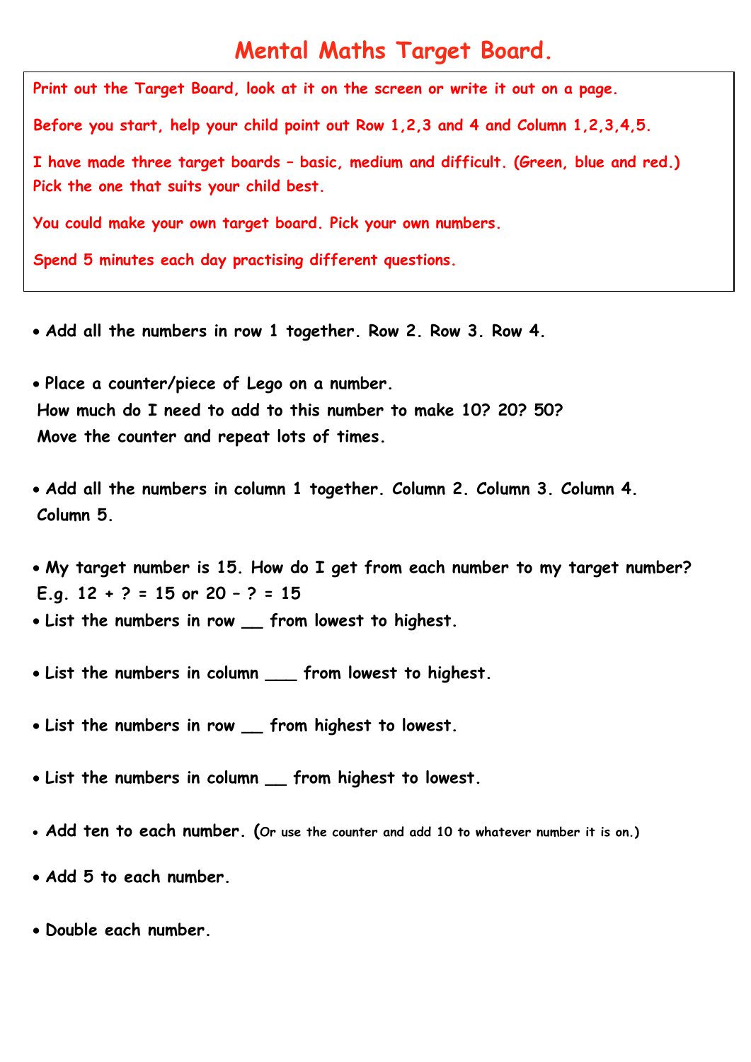# Mental Maths Target Board.

Print out the Target Board, look at it on the screen or write it out on a page.

Before you start, help your child point out Row 1,2,3 and 4 and Column 1,2,3,4,5.

I have made three target boards – basic, medium and difficult. (Green, blue and red.) Pick the one that suits your child best.

You could make your own target board. Pick your own numbers.

Spend 5 minutes each day practising different questions.

- **Add all the numbers in row 1 together. Row 2. Row 3. Row 4.**
- **Place a counter/piece of Lego on a number.**
  **How much do I need to add to this number to make 10? 20? 50?**
  **Move the counter and repeat lots of times.**
- **Add all the numbers in column 1 together. Column 2. Column 3. Column 4. Column 5.**
- **My target number is 15. How do I get from each number to my target number?**
  **E.g. 12 + ? = 15 or 20 – ? = 15**
- **List the numbers in row __ from lowest to highest.**
- **List the numbers in column ___ from lowest to highest.**
- **List the numbers in row __ from highest to lowest.**
- **List the numbers in column __ from highest to lowest.**
- **Add ten to each number.** (Or use the counter and add 10 to whatever number it is on.)
- **Add 5 to each number.**
- **Double each number.**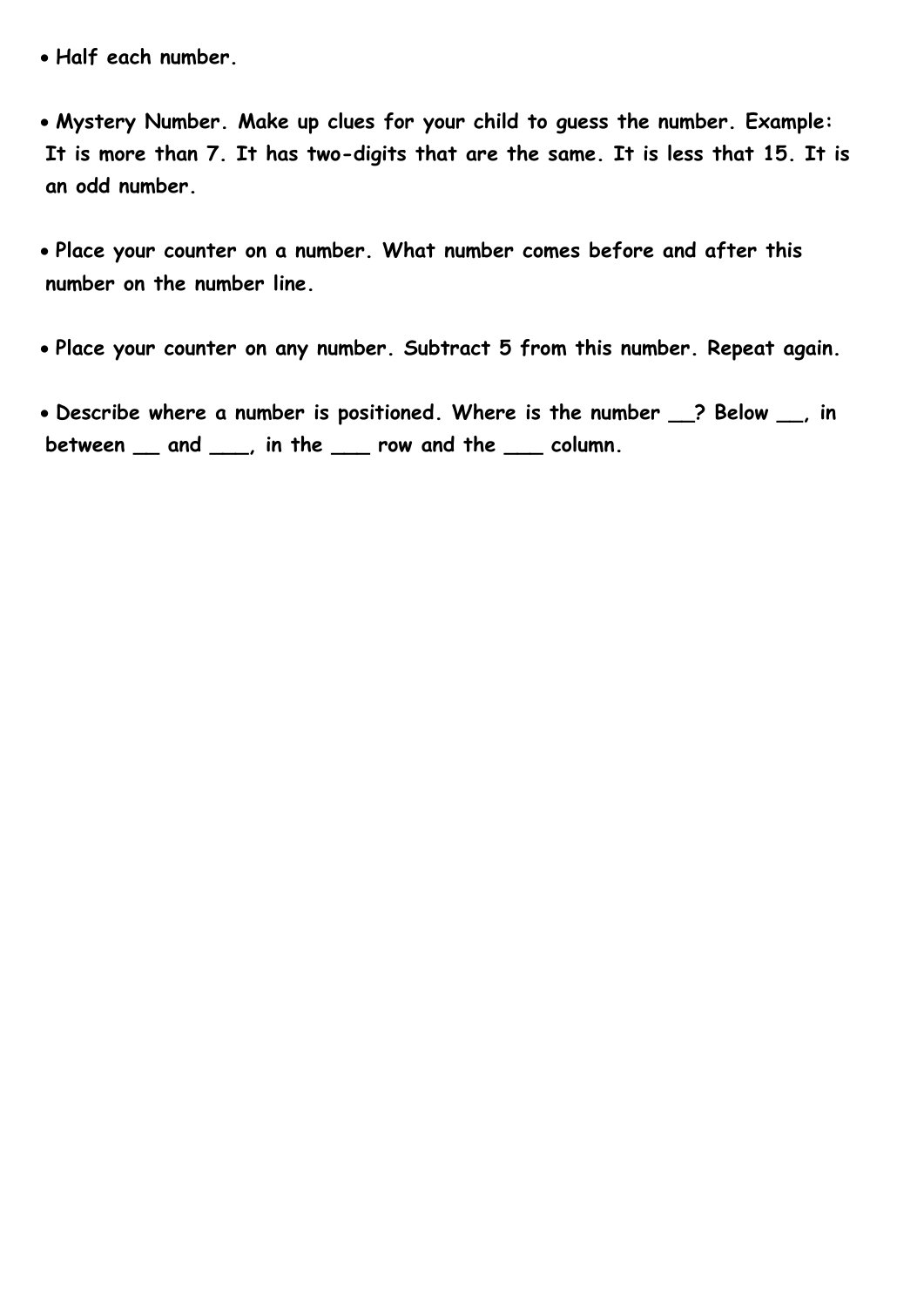- **Half each number.**
- **Mystery Number. Make up clues for your child to guess the number. Example: It is more than 7. It has two-digits that are the same. It is less that 15. It is an odd number.**
- **Place your counter on a number. What number comes before and after this number on the number line.**
- **Place your counter on any number. Subtract 5 from this number. Repeat again.**
- **Describe where a number is positioned. Where is the number __? Below __, in between __ and ___, in the ___ row and the ___ column.**